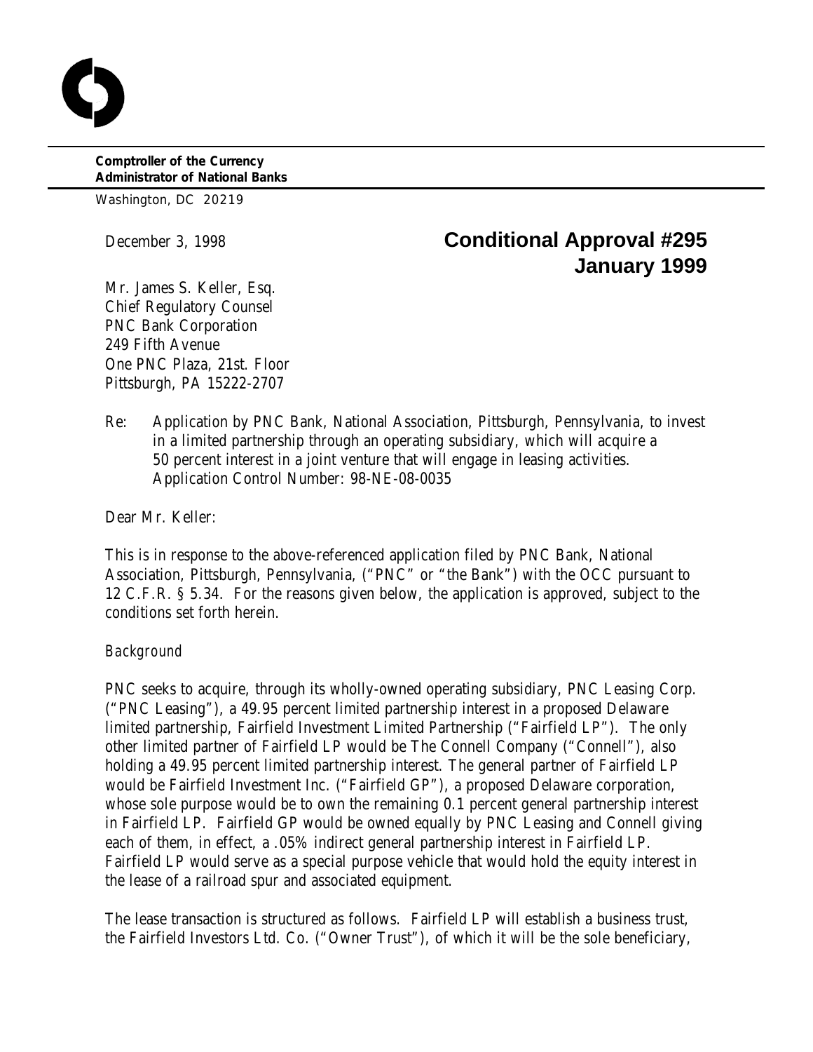**Comptroller of the Currency**
**Administrator of National Banks**

Washington, DC 20219

December 3, 1998

**Conditional Approval #295**
**January 1999**

Mr. James S. Keller, Esq.
Chief Regulatory Counsel
PNC Bank Corporation
249 Fifth Avenue
One PNC Plaza, 21st. Floor
Pittsburgh, PA 15222-2707

Re: Application by PNC Bank, National Association, Pittsburgh, Pennsylvania, to invest in a limited partnership through an operating subsidiary, which will acquire a 50 percent interest in a joint venture that will engage in leasing activities.
Application Control Number: 98-NE-08-0035

Dear Mr. Keller:

This is in response to the above-referenced application filed by PNC Bank, National Association, Pittsburgh, Pennsylvania, ("PNC" or "the Bank") with the OCC pursuant to 12 C.F.R. § 5.34. For the reasons given below, the application is approved, subject to the conditions set forth herein.

*Background*

PNC seeks to acquire, through its wholly-owned operating subsidiary, PNC Leasing Corp. ("PNC Leasing"), a 49.95 percent limited partnership interest in a proposed Delaware limited partnership, Fairfield Investment Limited Partnership ("Fairfield LP"). The only other limited partner of Fairfield LP would be The Connell Company ("Connell"), also holding a 49.95 percent limited partnership interest. The general partner of Fairfield LP would be Fairfield Investment Inc. ("Fairfield GP"), a proposed Delaware corporation, whose sole purpose would be to own the remaining 0.1 percent general partnership interest in Fairfield LP. Fairfield GP would be owned equally by PNC Leasing and Connell giving each of them, in effect, a .05% indirect general partnership interest in Fairfield LP. Fairfield LP would serve as a special purpose vehicle that would hold the equity interest in the lease of a railroad spur and associated equipment.

The lease transaction is structured as follows. Fairfield LP will establish a business trust, the Fairfield Investors Ltd. Co. ("Owner Trust"), of which it will be the sole beneficiary,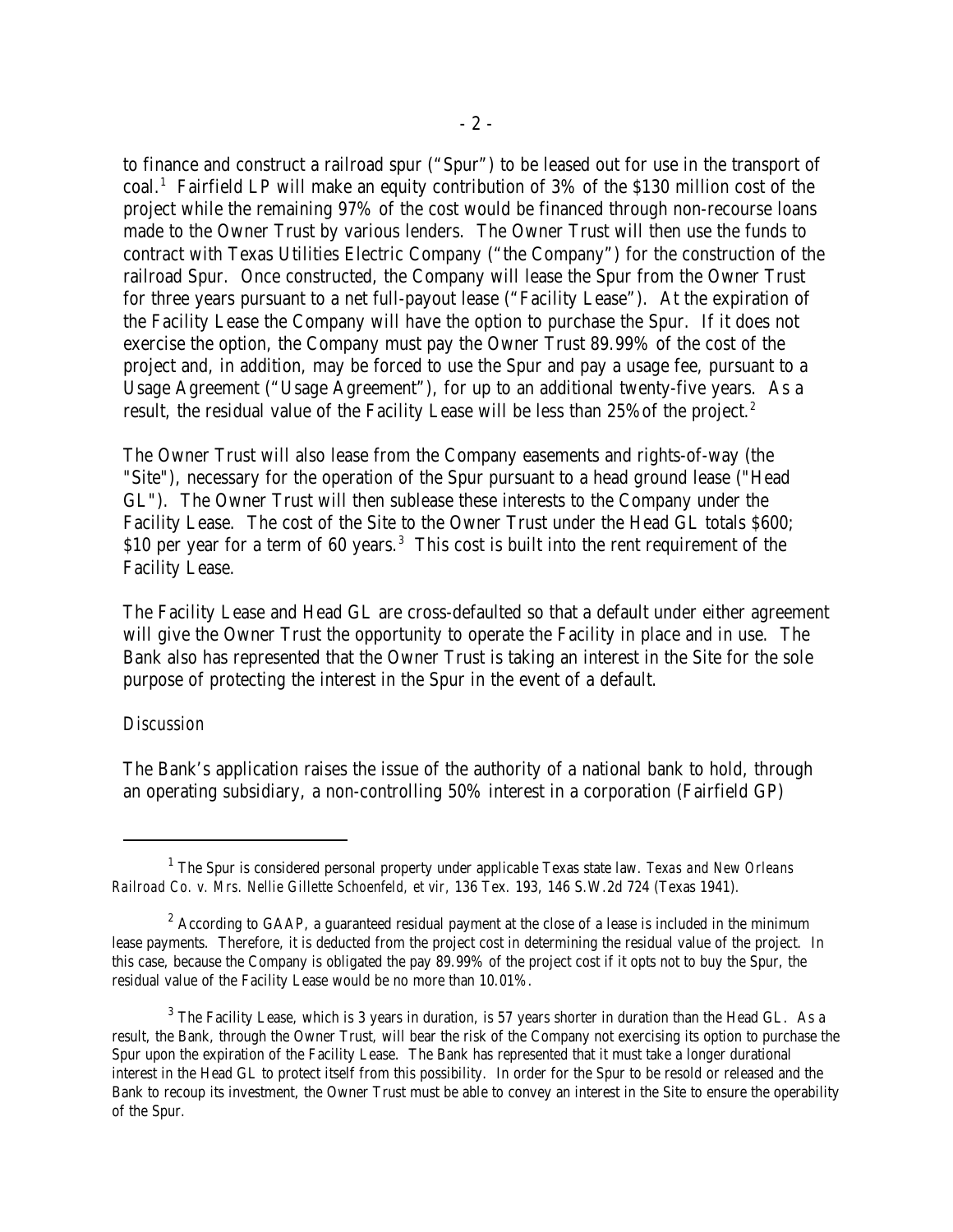to finance and construct a railroad spur ("Spur") to be leased out for use in the transport of coal.[1] Fairfield LP will make an equity contribution of 3% of the $130 million cost of the project while the remaining 97% of the cost would be financed through non-recourse loans made to the Owner Trust by various lenders. The Owner Trust will then use the funds to contract with Texas Utilities Electric Company ("the Company") for the construction of the railroad Spur. Once constructed, the Company will lease the Spur from the Owner Trust for three years pursuant to a net full-payout lease ("Facility Lease"). At the expiration of the Facility Lease the Company will have the option to purchase the Spur. If it does not exercise the option, the Company must pay the Owner Trust 89.99% of the cost of the project and, in addition, may be forced to use the Spur and pay a usage fee, pursuant to a Usage Agreement ("Usage Agreement"), for up to an additional twenty-five years. As a result, the residual value of the Facility Lease will be less than 25% of the project.[2]

The Owner Trust will also lease from the Company easements and rights-of-way (the "Site"), necessary for the operation of the Spur pursuant to a head ground lease ("Head GL"). The Owner Trust will then sublease these interests to the Company under the Facility Lease. The cost of the Site to the Owner Trust under the Head GL totals $600; $10 per year for a term of 60 years.[3] This cost is built into the rent requirement of the Facility Lease.

The Facility Lease and Head GL are cross-defaulted so that a default under either agreement will give the Owner Trust the opportunity to operate the Facility in place and in use. The Bank also has represented that the Owner Trust is taking an interest in the Site for the sole purpose of protecting the interest in the Spur in the event of a default.

*Discussion*

The Bank's application raises the issue of the authority of a national bank to hold, through an operating subsidiary, a non-controlling 50% interest in a corporation (Fairfield GP)

---

[1] The Spur is considered personal property under applicable Texas state law. *Texas and New Orleans Railroad Co. v. Mrs. Nellie Gillette Schoenfeld, et vir*, 136 Tex. 193, 146 S.W.2d 724 (Texas 1941).

[2] According to GAAP, a guaranteed residual payment at the close of a lease is included in the minimum lease payments. Therefore, it is deducted from the project cost in determining the residual value of the project. In this case, because the Company is obligated the pay 89.99% of the project cost if it opts not to buy the Spur, the residual value of the Facility Lease would be no more than 10.01%.

[3] The Facility Lease, which is 3 years in duration, is 57 years shorter in duration than the Head GL. As a result, the Bank, through the Owner Trust, will bear the risk of the Company not exercising its option to purchase the Spur upon the expiration of the Facility Lease. The Bank has represented that it must take a longer durational interest in the Head GL to protect itself from this possibility. In order for the Spur to be resold or released and the Bank to recoup its investment, the Owner Trust must be able to convey an interest in the Site to ensure the operability of the Spur.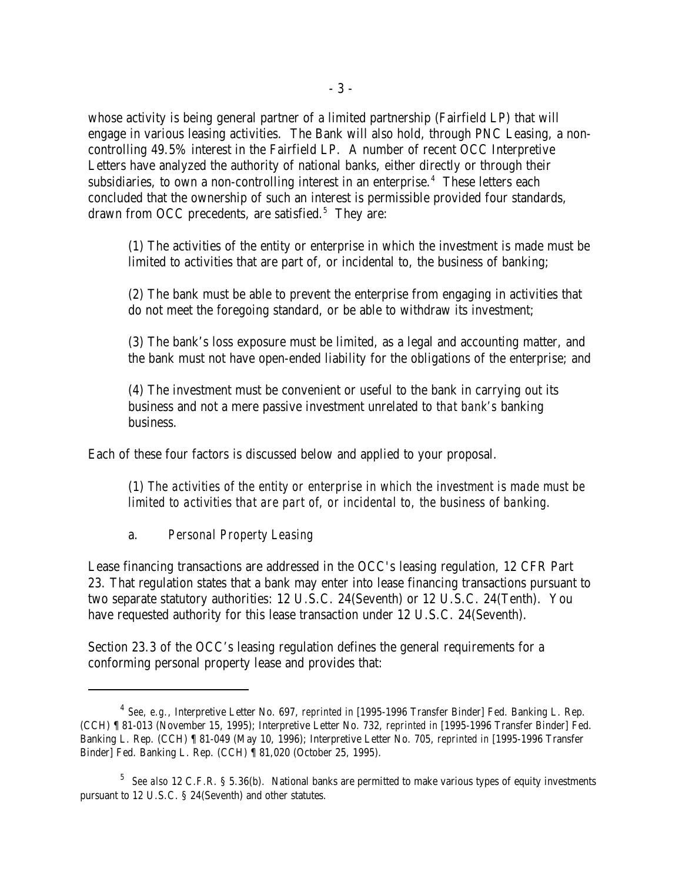whose activity is being general partner of a limited partnership (Fairfield LP) that will engage in various leasing activities. The Bank will also hold, through PNC Leasing, a non-controlling 49.5% interest in the Fairfield LP. A number of recent OCC Interpretive Letters have analyzed the authority of national banks, either directly or through their subsidiaries, to own a non-controlling interest in an enterprise.[4] These letters each concluded that the ownership of such an interest is permissible provided four standards, drawn from OCC precedents, are satisfied.[5] They are:

> (1) The activities of the entity or enterprise in which the investment is made must be limited to activities that are part of, or incidental to, the business of banking;
>
> (2) The bank must be able to prevent the enterprise from engaging in activities that do not meet the foregoing standard, or be able to withdraw its investment;
>
> (3) The bank's loss exposure must be limited, as a legal and accounting matter, and the bank must not have open-ended liability for the obligations of the enterprise; and
>
> (4) The investment must be convenient or useful to the bank in carrying out its business and not a mere passive investment unrelated to *that bank's* banking business.

Each of these four factors is discussed below and applied to your proposal.

> *(1) The activities of the entity or enterprise in which the investment is made must be limited to activities that are part of, or incidental to, the business of banking.*

> a. *Personal Property Leasing*

Lease financing transactions are addressed in the OCC's leasing regulation, 12 CFR Part 23. That regulation states that a bank may enter into lease financing transactions pursuant to two separate statutory authorities: 12 U.S.C. 24(Seventh) or 12 U.S.C. 24(Tenth). You have requested authority for this lease transaction under 12 U.S.C. 24(Seventh).

Section 23.3 of the OCC's leasing regulation defines the general requirements for a conforming personal property lease and provides that:

---

[4] *See, e.g.*, Interpretive Letter No. 697, *reprinted in* [1995-1996 Transfer Binder] Fed. Banking L. Rep. (CCH) ¶ 81-013 (November 15, 1995); Interpretive Letter No. 732, *reprinted in* [1995-1996 Transfer Binder] Fed. Banking L. Rep. (CCH) ¶ 81-049 (May 10, 1996); Interpretive Letter No. 705, *reprinted in* [1995-1996 Transfer Binder] Fed. Banking L. Rep. (CCH) ¶ 81,020 (October 25, 1995).

[5] *See also* 12 C.F.R. § 5.36(b). National banks are permitted to make various types of equity investments pursuant to 12 U.S.C. § 24(Seventh) and other statutes.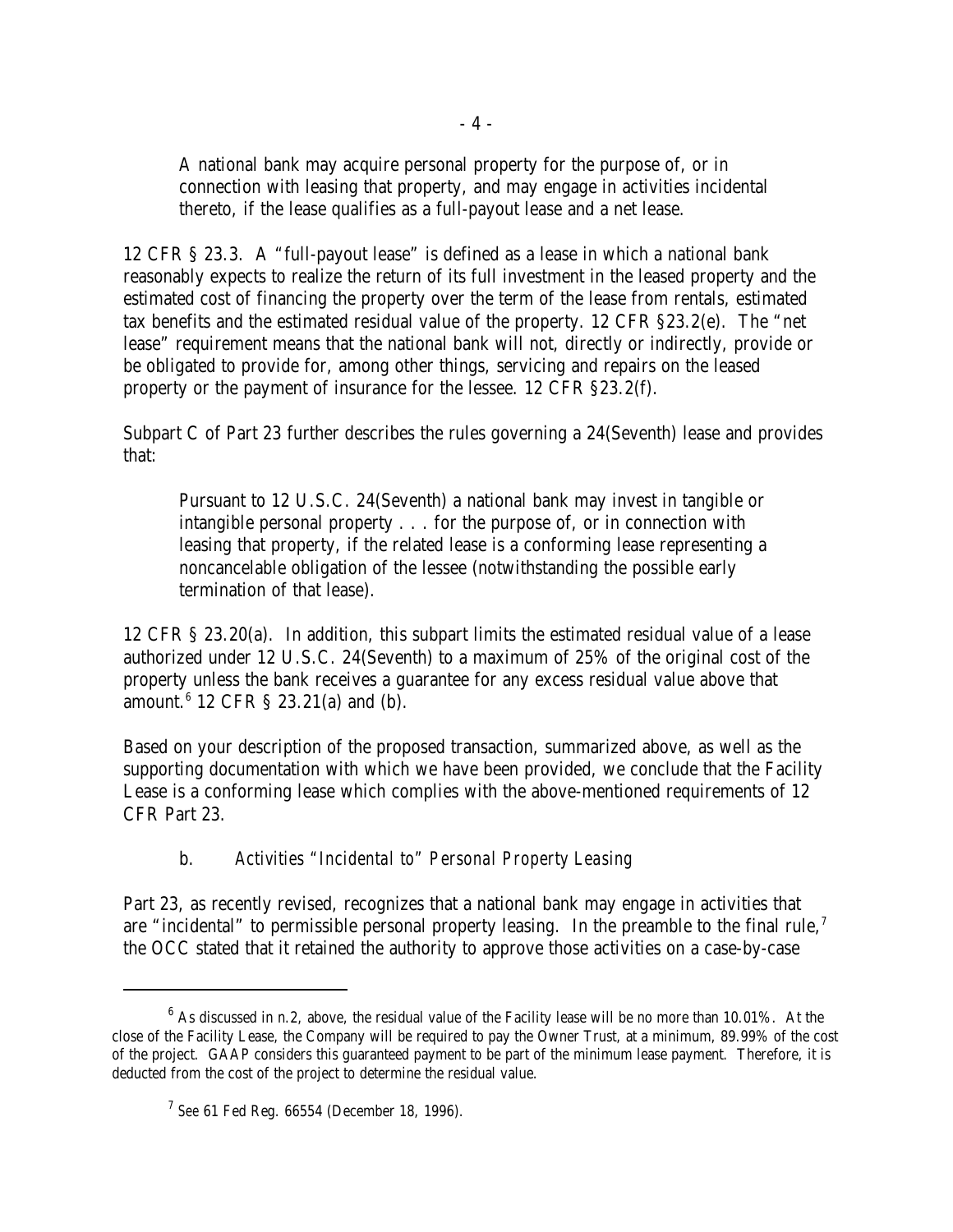> A national bank may acquire personal property for the purpose of, or in connection with leasing that property, and may engage in activities incidental thereto, if the lease qualifies as a full-payout lease and a net lease.

12 CFR § 23.3. A "full-payout lease" is defined as a lease in which a national bank reasonably expects to realize the return of its full investment in the leased property and the estimated cost of financing the property over the term of the lease from rentals, estimated tax benefits and the estimated residual value of the property. 12 CFR §23.2(e). The "net lease" requirement means that the national bank will not, directly or indirectly, provide or be obligated to provide for, among other things, servicing and repairs on the leased property or the payment of insurance for the lessee. 12 CFR §23.2(f).

Subpart C of Part 23 further describes the rules governing a 24(Seventh) lease and provides that:

> Pursuant to 12 U.S.C. 24(Seventh) a national bank may invest in tangible or intangible personal property . . . for the purpose of, or in connection with leasing that property, if the related lease is a conforming lease representing a noncancelable obligation of the lessee (notwithstanding the possible early termination of that lease).

12 CFR § 23.20(a). In addition, this subpart limits the estimated residual value of a lease authorized under 12 U.S.C. 24(Seventh) to a maximum of 25% of the original cost of the property unless the bank receives a guarantee for any excess residual value above that amount.[6] 12 CFR § 23.21(a) and (b).

Based on your description of the proposed transaction, summarized above, as well as the supporting documentation with which we have been provided, we conclude that the Facility Lease is a conforming lease which complies with the above-mentioned requirements of 12 CFR Part 23.

b. *Activities "Incidental to" Personal Property Leasing*

Part 23, as recently revised, recognizes that a national bank may engage in activities that are "incidental" to permissible personal property leasing. In the preamble to the final rule,[7] the OCC stated that it retained the authority to approve those activities on a case-by-case

[6] As discussed in n.2, above, the residual value of the Facility lease will be no more than 10.01%. At the close of the Facility Lease, the Company will be required to pay the Owner Trust, at a minimum, 89.99% of the cost of the project. GAAP considers this guaranteed payment to be part of the minimum lease payment. Therefore, it is deducted from the cost of the project to determine the residual value.

[7] *See* 61 Fed Reg. 66554 (December 18, 1996).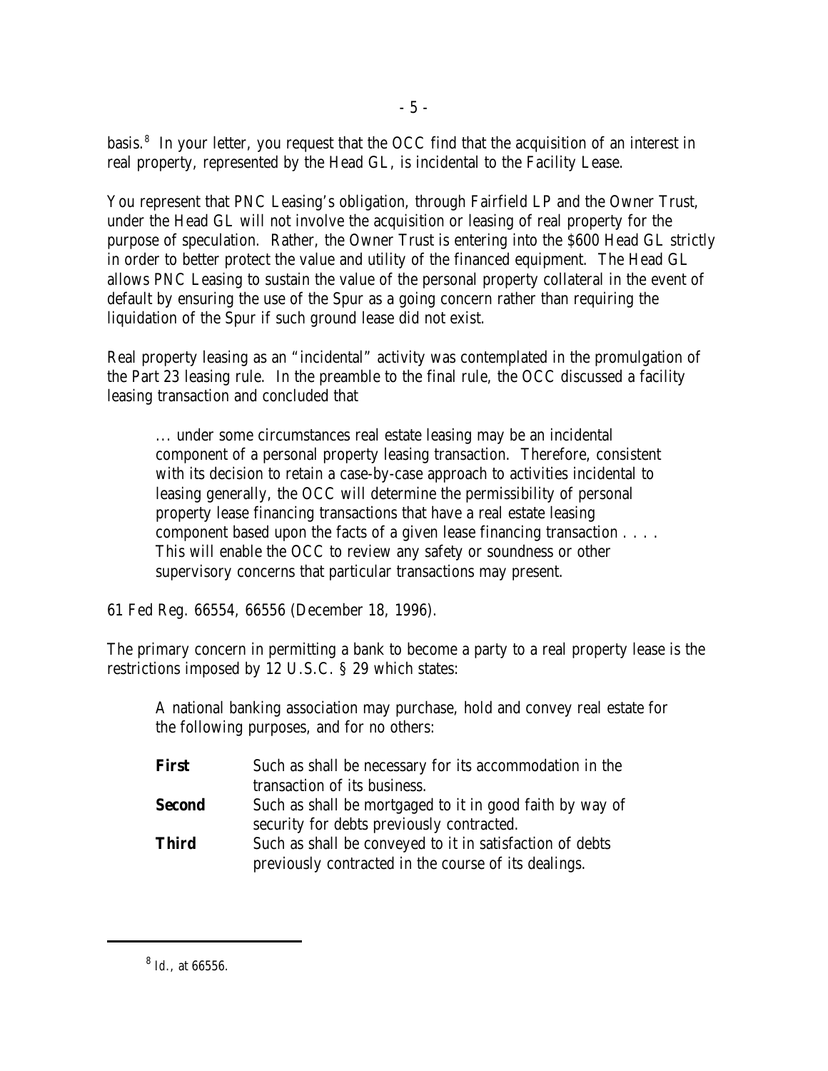basis.[8] In your letter, you request that the OCC find that the acquisition of an interest in real property, represented by the Head GL, is incidental to the Facility Lease.

You represent that PNC Leasing's obligation, through Fairfield LP and the Owner Trust, under the Head GL will not involve the acquisition or leasing of real property for the purpose of speculation. Rather, the Owner Trust is entering into the $600 Head GL strictly in order to better protect the value and utility of the financed equipment. The Head GL allows PNC Leasing to sustain the value of the personal property collateral in the event of default by ensuring the use of the Spur as a going concern rather than requiring the liquidation of the Spur if such ground lease did not exist.

Real property leasing as an "incidental" activity was contemplated in the promulgation of the Part 23 leasing rule. In the preamble to the final rule, the OCC discussed a facility leasing transaction and concluded that

> ... under some circumstances real estate leasing may be an incidental component of a personal property leasing transaction. Therefore, consistent with its decision to retain a case-by-case approach to activities incidental to leasing generally, the OCC will determine the permissibility of personal property lease financing transactions that have a real estate leasing component based upon the facts of a given lease financing transaction . . . . This will enable the OCC to review any safety or soundness or other supervisory concerns that particular transactions may present.

61 Fed Reg. 66554, 66556 (December 18, 1996).

The primary concern in permitting a bank to become a party to a real property lease is the restrictions imposed by 12 U.S.C. § 29 which states:

> A national banking association may purchase, hold and convey real estate for the following purposes, and for no others:
>
> **First** Such as shall be necessary for its accommodation in the transaction of its business.
>
> **Second** Such as shall be mortgaged to it in good faith by way of security for debts previously contracted.
>
> **Third** Such as shall be conveyed to it in satisfaction of debts previously contracted in the course of its dealings.

---

[8] *Id.*, at 66556.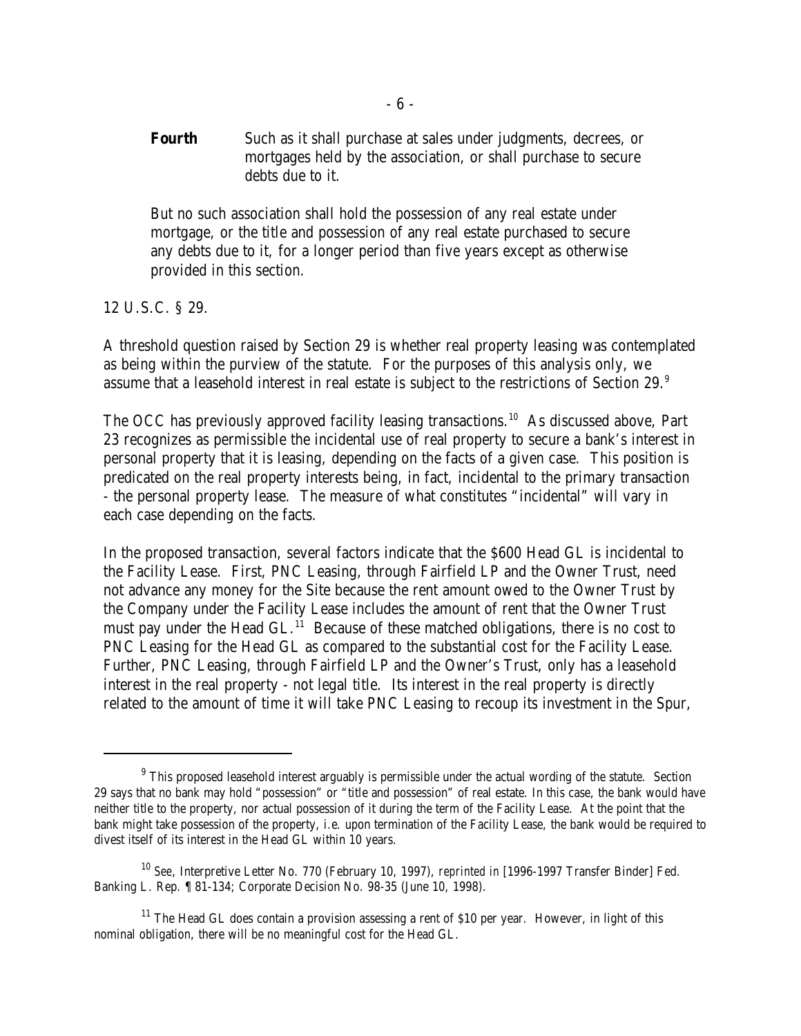**Fourth** Such as it shall purchase at sales under judgments, decrees, or mortgages held by the association, or shall purchase to secure debts due to it.

> But no such association shall hold the possession of any real estate under mortgage, or the title and possession of any real estate purchased to secure any debts due to it, for a longer period than five years except as otherwise provided in this section.

12 U.S.C. § 29.

A threshold question raised by Section 29 is whether real property leasing was contemplated as being within the purview of the statute. For the purposes of this analysis only, we assume that a leasehold interest in real estate is subject to the restrictions of Section 29.[9]

The OCC has previously approved facility leasing transactions.[10] As discussed above, Part 23 recognizes as permissible the incidental use of real property to secure a bank's interest in personal property that it is leasing, depending on the facts of a given case. This position is predicated on the real property interests being, in fact, incidental to the primary transaction - the personal property lease. The measure of what constitutes "incidental" will vary in each case depending on the facts.

In the proposed transaction, several factors indicate that the $600 Head GL is incidental to the Facility Lease. First, PNC Leasing, through Fairfield LP and the Owner Trust, need not advance any money for the Site because the rent amount owed to the Owner Trust by the Company under the Facility Lease includes the amount of rent that the Owner Trust must pay under the Head GL.[11] Because of these matched obligations, there is no cost to PNC Leasing for the Head GL as compared to the substantial cost for the Facility Lease. Further, PNC Leasing, through Fairfield LP and the Owner's Trust, only has a leasehold interest in the real property - not legal title. Its interest in the real property is directly related to the amount of time it will take PNC Leasing to recoup its investment in the Spur,

---

[9] This proposed leasehold interest arguably is permissible under the actual wording of the statute. Section 29 says that no bank may hold "possession" or "title and possession" of real estate. In this case, the bank would have neither title to the property, nor actual possession of it during the term of the Facility Lease. At the point that the bank might take possession of the property, i.e. upon termination of the Facility Lease, the bank would be required to divest itself of its interest in the Head GL within 10 years.

[10] *See,* Interpretive Letter No. 770 (February 10, 1997), *reprinted in* [1996-1997 Transfer Binder] Fed. Banking L. Rep. ¶ 81-134; Corporate Decision No. 98-35 (June 10, 1998).

[11] The Head GL does contain a provision assessing a rent of $10 per year. However, in light of this nominal obligation, there will be no meaningful cost for the Head GL.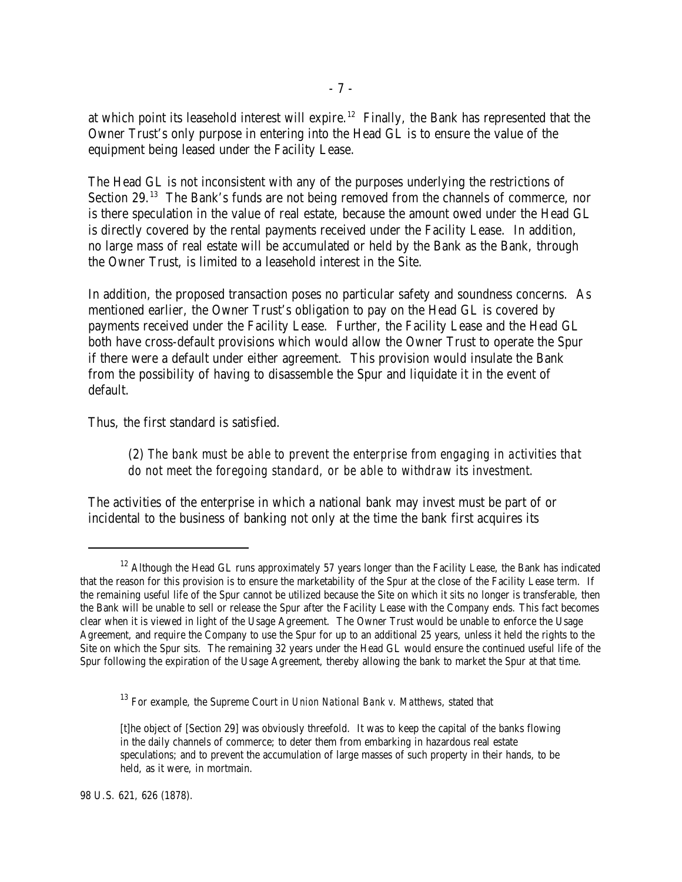at which point its leasehold interest will expire.[12] Finally, the Bank has represented that the Owner Trust's only purpose in entering into the Head GL is to ensure the value of the equipment being leased under the Facility Lease.

The Head GL is not inconsistent with any of the purposes underlying the restrictions of Section 29.[13] The Bank's funds are not being removed from the channels of commerce, nor is there speculation in the value of real estate, because the amount owed under the Head GL is directly covered by the rental payments received under the Facility Lease. In addition, no large mass of real estate will be accumulated or held by the Bank as the Bank, through the Owner Trust, is limited to a leasehold interest in the Site.

In addition, the proposed transaction poses no particular safety and soundness concerns. As mentioned earlier, the Owner Trust's obligation to pay on the Head GL is covered by payments received under the Facility Lease. Further, the Facility Lease and the Head GL both have cross-default provisions which would allow the Owner Trust to operate the Spur if there were a default under either agreement. This provision would insulate the Bank from the possibility of having to disassemble the Spur and liquidate it in the event of default.

Thus, the first standard is satisfied.

> *(2) The bank must be able to prevent the enterprise from engaging in activities that do not meet the foregoing standard, or be able to withdraw its investment.*

The activities of the enterprise in which a national bank may invest must be part of or incidental to the business of banking not only at the time the bank first acquires its

---

[12] Although the Head GL runs approximately 57 years longer than the Facility Lease, the Bank has indicated that the reason for this provision is to ensure the marketability of the Spur at the close of the Facility Lease term. If the remaining useful life of the Spur cannot be utilized because the Site on which it sits no longer is transferable, then the Bank will be unable to sell or release the Spur after the Facility Lease with the Company ends. This fact becomes clear when it is viewed in light of the Usage Agreement. The Owner Trust would be unable to enforce the Usage Agreement, and require the Company to use the Spur for up to an additional 25 years, unless it held the rights to the Site on which the Spur sits. The remaining 32 years under the Head GL would ensure the continued useful life of the Spur following the expiration of the Usage Agreement, thereby allowing the bank to market the Spur at that time.

[13] For example, the Supreme Court in *Union National Bank v. Matthews*, stated that

> [t]he object of [Section 29] was obviously threefold. It was to keep the capital of the banks flowing in the daily channels of commerce; to deter them from embarking in hazardous real estate speculations; and to prevent the accumulation of large masses of such property in their hands, to be held, as it were, in mortmain.

98 U.S. 621, 626 (1878).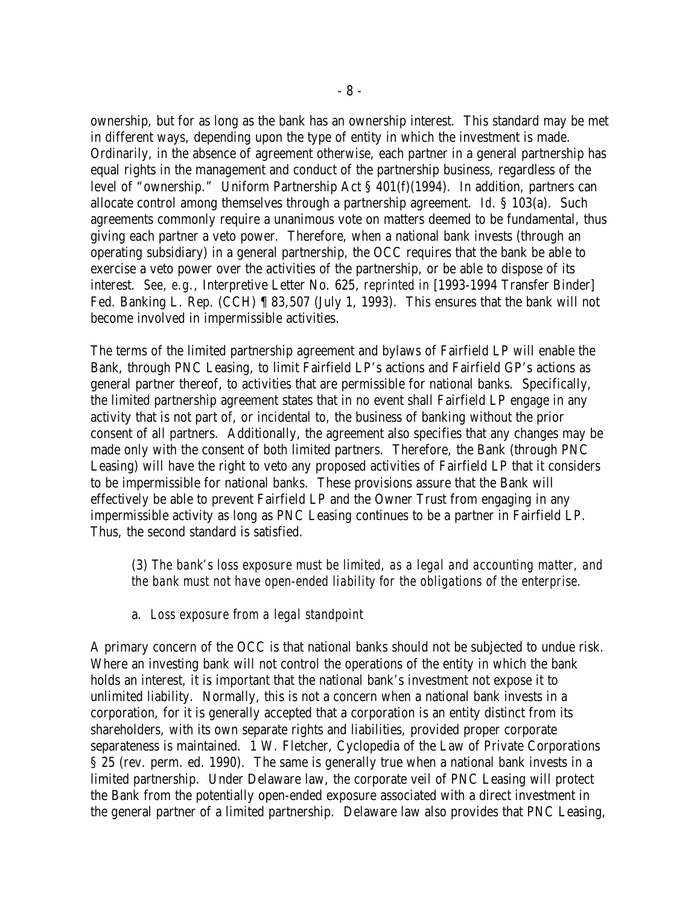ownership, but for as long as the bank has an ownership interest. This standard may be met in different ways, depending upon the type of entity in which the investment is made. Ordinarily, in the absence of agreement otherwise, each partner in a general partnership has equal rights in the management and conduct of the partnership business, regardless of the level of "ownership." Uniform Partnership Act § 401(f)(1994). In addition, partners can allocate control among themselves through a partnership agreement. *Id.* § 103(a). Such agreements commonly require a unanimous vote on matters deemed to be fundamental, thus giving each partner a veto power. Therefore, when a national bank invests (through an operating subsidiary) in a general partnership, the OCC requires that the bank be able to exercise a veto power over the activities of the partnership, or be able to dispose of its interest. *See, e.g.*, Interpretive Letter No. 625, *reprinted in* [1993-1994 Transfer Binder] Fed. Banking L. Rep. (CCH) ¶ 83,507 (July 1, 1993). This ensures that the bank will not become involved in impermissible activities.

The terms of the limited partnership agreement and bylaws of Fairfield LP will enable the Bank, through PNC Leasing, to limit Fairfield LP's actions and Fairfield GP's actions as general partner thereof, to activities that are permissible for national banks. Specifically, the limited partnership agreement states that in no event shall Fairfield LP engage in any activity that is not part of, or incidental to, the business of banking without the prior consent of all partners. Additionally, the agreement also specifies that any changes may be made only with the consent of both limited partners. Therefore, the Bank (through PNC Leasing) will have the right to veto any proposed activities of Fairfield LP that it considers to be impermissible for national banks. These provisions assure that the Bank will effectively be able to prevent Fairfield LP and the Owner Trust from engaging in any impermissible activity as long as PNC Leasing continues to be a partner in Fairfield LP. Thus, the second standard is satisfied.

> (3) *The bank's loss exposure must be limited, as a legal and accounting matter, and the bank must not have open-ended liability for the obligations of the enterprise.*

> a. *Loss exposure from a legal standpoint*

A primary concern of the OCC is that national banks should not be subjected to undue risk. Where an investing bank will not control the operations of the entity in which the bank holds an interest, it is important that the national bank's investment not expose it to unlimited liability. Normally, this is not a concern when a national bank invests in a corporation, for it is generally accepted that a corporation is an entity distinct from its shareholders, with its own separate rights and liabilities, provided proper corporate separateness is maintained. 1 W. Fletcher, Cyclopedia of the Law of Private Corporations § 25 (rev. perm. ed. 1990). The same is generally true when a national bank invests in a limited partnership. Under Delaware law, the corporate veil of PNC Leasing will protect the Bank from the potentially open-ended exposure associated with a direct investment in the general partner of a limited partnership. Delaware law also provides that PNC Leasing,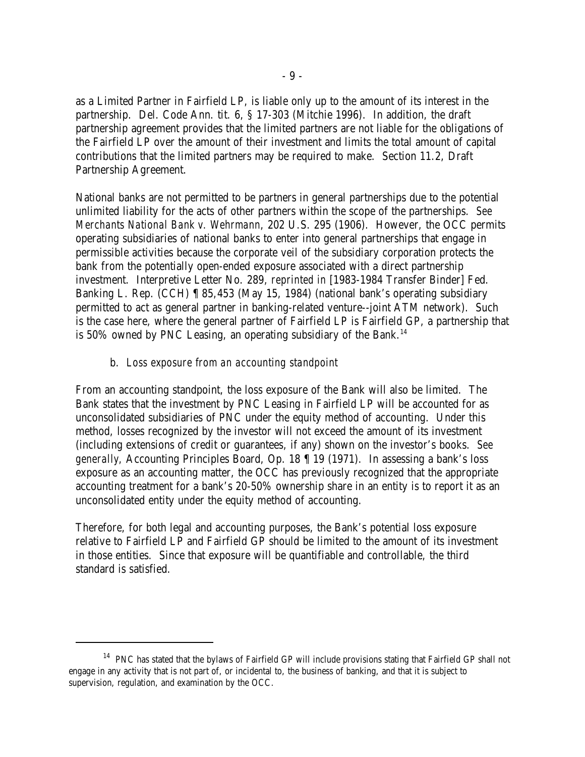as a Limited Partner in Fairfield LP, is liable only up to the amount of its interest in the partnership. Del. Code Ann. tit. 6, § 17-303 (Mitchie 1996). In addition, the draft partnership agreement provides that the limited partners are not liable for the obligations of the Fairfield LP over the amount of their investment and limits the total amount of capital contributions that the limited partners may be required to make. Section 11.2, Draft Partnership Agreement.

National banks are not permitted to be partners in general partnerships due to the potential unlimited liability for the acts of other partners within the scope of the partnerships. *See Merchants National Bank v. Wehrmann*, 202 U.S. 295 (1906). However, the OCC permits operating subsidiaries of national banks to enter into general partnerships that engage in permissible activities because the corporate veil of the subsidiary corporation protects the bank from the potentially open-ended exposure associated with a direct partnership investment. Interpretive Letter No. 289, *reprinted in* [1983-1984 Transfer Binder] Fed. Banking L. Rep. (CCH) ¶ 85,453 (May 15, 1984) (national bank's operating subsidiary permitted to act as general partner in banking-related venture--joint ATM network). Such is the case here, where the general partner of Fairfield LP is Fairfield GP, a partnership that is 50% owned by PNC Leasing, an operating subsidiary of the Bank.[14]

b. *Loss exposure from an accounting standpoint*

From an accounting standpoint, the loss exposure of the Bank will also be limited. The Bank states that the investment by PNC Leasing in Fairfield LP will be accounted for as unconsolidated subsidiaries of PNC under the equity method of accounting. Under this method, losses recognized by the investor will not exceed the amount of its investment (including extensions of credit or guarantees, if any) shown on the investor's books. *See generally,* Accounting Principles Board, Op. 18 ¶ 19 (1971). In assessing a bank's loss exposure as an accounting matter, the OCC has previously recognized that the appropriate accounting treatment for a bank's 20-50% ownership share in an entity is to report it as an unconsolidated entity under the equity method of accounting.

Therefore, for both legal and accounting purposes, the Bank's potential loss exposure relative to Fairfield LP and Fairfield GP should be limited to the amount of its investment in those entities. Since that exposure will be quantifiable and controllable, the third standard is satisfied.

---

[14] PNC has stated that the bylaws of Fairfield GP will include provisions stating that Fairfield GP shall not engage in any activity that is not part of, or incidental to, the business of banking, and that it is subject to supervision, regulation, and examination by the OCC.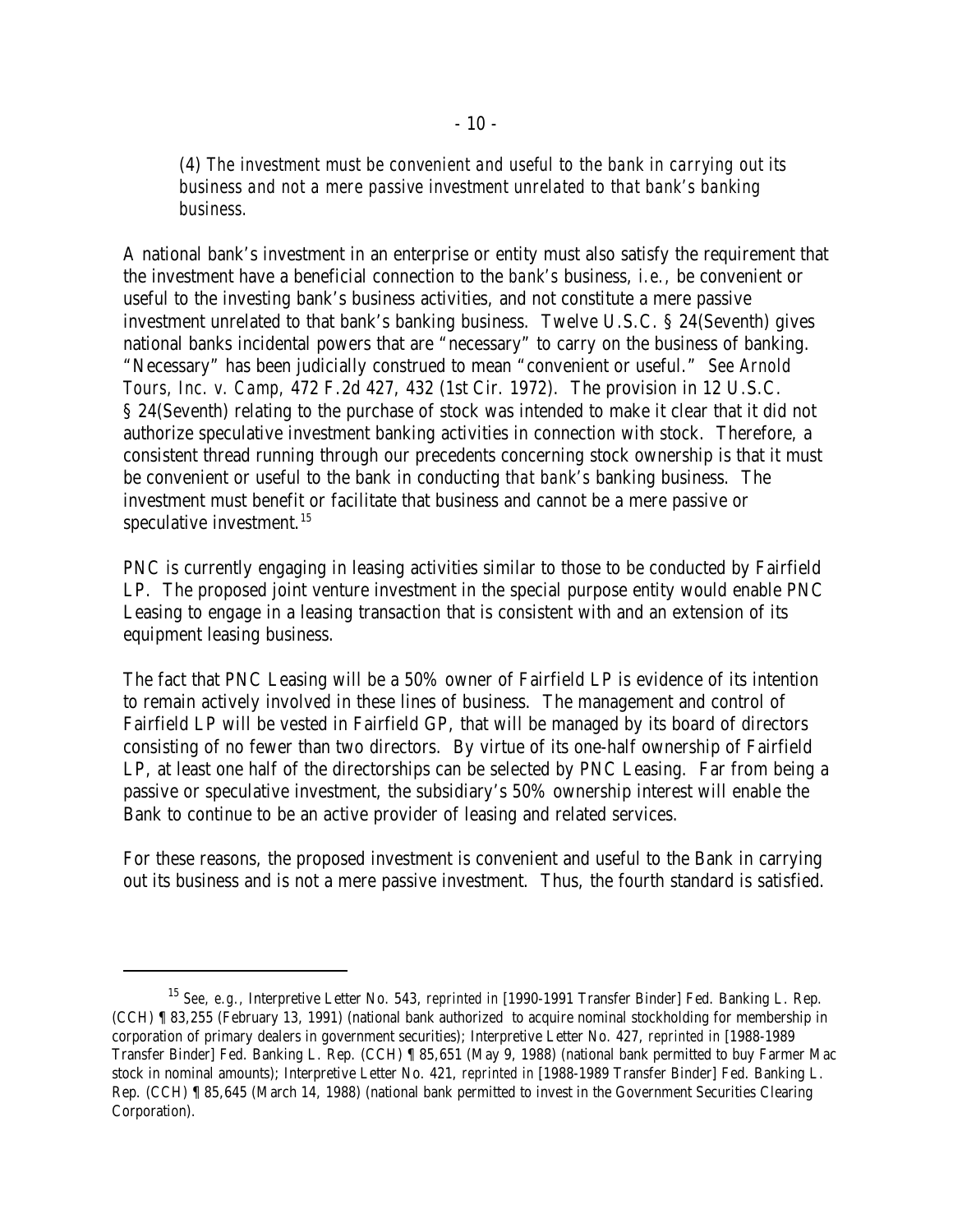*(4) The investment must be convenient and useful to the bank in carrying out its business and not a mere passive investment unrelated to that bank's banking business.*

A national bank's investment in an enterprise or entity must also satisfy the requirement that the investment have a beneficial connection to the *bank's* business, *i.e.,* be convenient or useful to the investing bank's business activities, and not constitute a mere passive investment unrelated to that bank's banking business. Twelve U.S.C. § 24(Seventh) gives national banks incidental powers that are "necessary" to carry on the business of banking. "Necessary" has been judicially construed to mean "convenient or useful." *See Arnold Tours, Inc. v. Camp,* 472 F.2d 427, 432 (1st Cir. 1972). The provision in 12 U.S.C. § 24(Seventh) relating to the purchase of stock was intended to make it clear that it did not authorize speculative investment banking activities in connection with stock. Therefore, a consistent thread running through our precedents concerning stock ownership is that it must be convenient or useful to the bank in conducting *that bank's* banking business. The investment must benefit or facilitate that business and cannot be a mere passive or speculative investment.[15]

PNC is currently engaging in leasing activities similar to those to be conducted by Fairfield LP. The proposed joint venture investment in the special purpose entity would enable PNC Leasing to engage in a leasing transaction that is consistent with and an extension of its equipment leasing business.

The fact that PNC Leasing will be a 50% owner of Fairfield LP is evidence of its intention to remain actively involved in these lines of business. The management and control of Fairfield LP will be vested in Fairfield GP, that will be managed by its board of directors consisting of no fewer than two directors. By virtue of its one-half ownership of Fairfield LP, at least one half of the directorships can be selected by PNC Leasing. Far from being a passive or speculative investment, the subsidiary's 50% ownership interest will enable the Bank to continue to be an active provider of leasing and related services.

For these reasons, the proposed investment is convenient and useful to the Bank in carrying out its business and is not a mere passive investment. Thus, the fourth standard is satisfied.

---

[15] *See, e.g.,* Interpretive Letter No. 543, *reprinted in* [1990-1991 Transfer Binder] Fed. Banking L. Rep. (CCH) ¶ 83,255 (February 13, 1991) (national bank authorized to acquire nominal stockholding for membership in corporation of primary dealers in government securities); Interpretive Letter No. 427, *reprinted in* [1988-1989 Transfer Binder] Fed. Banking L. Rep. (CCH) ¶ 85,651 (May 9, 1988) (national bank permitted to buy Farmer Mac stock in nominal amounts); Interpretive Letter No. 421, *reprinted in* [1988-1989 Transfer Binder] Fed. Banking L. Rep. (CCH) ¶ 85,645 (March 14, 1988) (national bank permitted to invest in the Government Securities Clearing Corporation).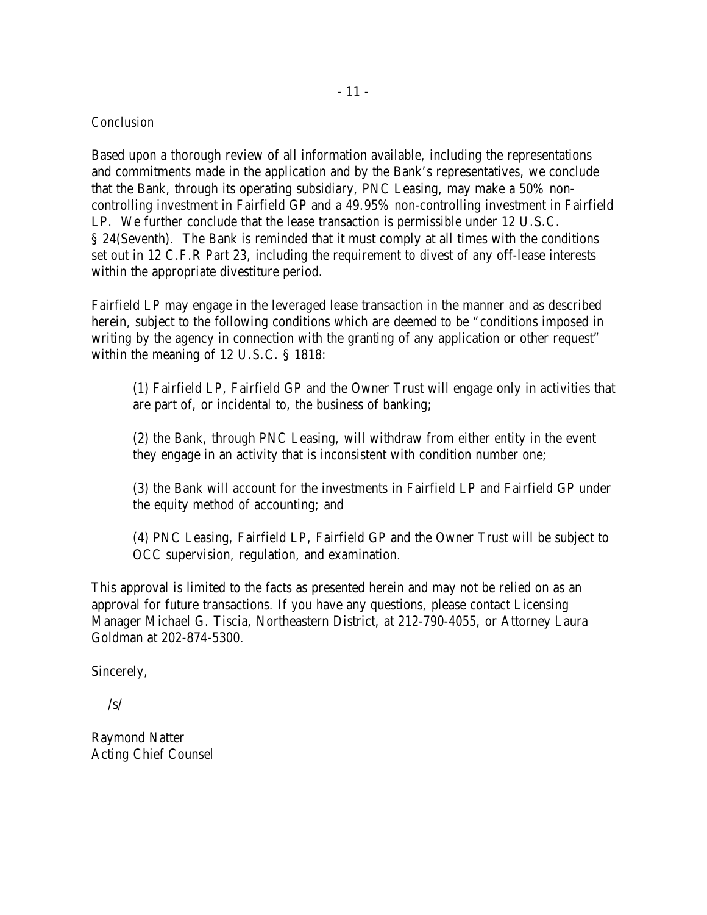*Conclusion*

Based upon a thorough review of all information available, including the representations and commitments made in the application and by the Bank's representatives, we conclude that the Bank, through its operating subsidiary, PNC Leasing, may make a 50% non-controlling investment in Fairfield GP and a 49.95% non-controlling investment in Fairfield LP. We further conclude that the lease transaction is permissible under 12 U.S.C. § 24(Seventh). The Bank is reminded that it must comply at all times with the conditions set out in 12 C.F.R Part 23, including the requirement to divest of any off-lease interests within the appropriate divestiture period.

Fairfield LP may engage in the leveraged lease transaction in the manner and as described herein, subject to the following conditions which are deemed to be "conditions imposed in writing by the agency in connection with the granting of any application or other request" within the meaning of 12 U.S.C. § 1818:

> (1) Fairfield LP, Fairfield GP and the Owner Trust will engage only in activities that are part of, or incidental to, the business of banking;
>
> (2) the Bank, through PNC Leasing, will withdraw from either entity in the event they engage in an activity that is inconsistent with condition number one;
>
> (3) the Bank will account for the investments in Fairfield LP and Fairfield GP under the equity method of accounting; and
>
> (4) PNC Leasing, Fairfield LP, Fairfield GP and the Owner Trust will be subject to OCC supervision, regulation, and examination.

This approval is limited to the facts as presented herein and may not be relied on as an approval for future transactions. If you have any questions, please contact Licensing Manager Michael G. Tiscia, Northeastern District, at 212-790-4055, or Attorney Laura Goldman at 202-874-5300.

Sincerely,

/s/

Raymond Natter
Acting Chief Counsel